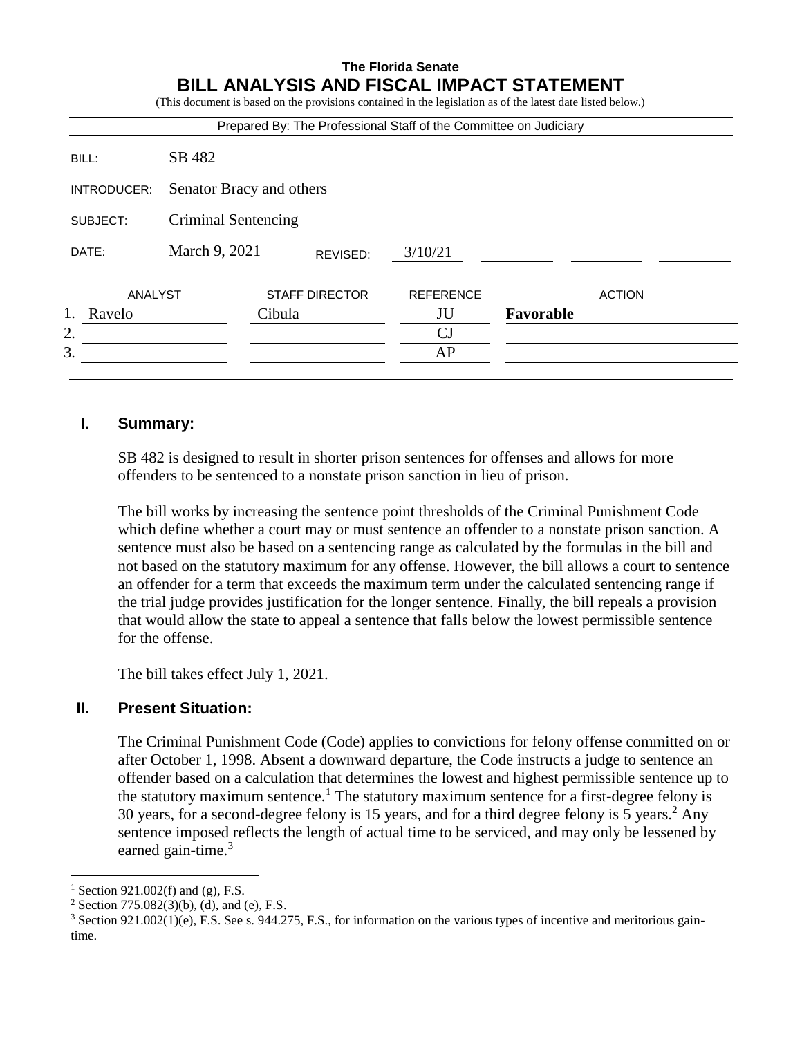**The Florida Senate**

# BILL ANALYSIS AND FISCAL IMPACT STATEMENT

(This document is based on the provisions contained in the legislation as of the latest date listed below.)

Prepared By: The Professional Staff of the Committee on Judiciary

| | |
|---|---|
| BILL: | SB 482 |
| INTRODUCER: | Senator Bracy and others |
| SUBJECT: | Criminal Sentencing |
| DATE: | March 9, 2021 REVISED: 3/10/21 |

| | ANALYST | STAFF DIRECTOR | REFERENCE | ACTION |
|---|---|---|---|---|
| 1. | Ravelo | Cibula | JU | **Favorable** |
| 2. | | | CJ | |
| 3. | | | AP | |

## I. Summary:

SB 482 is designed to result in shorter prison sentences for offenses and allows for more offenders to be sentenced to a nonstate prison sanction in lieu of prison.

The bill works by increasing the sentence point thresholds of the Criminal Punishment Code which define whether a court may or must sentence an offender to a nonstate prison sanction. A sentence must also be based on a sentencing range as calculated by the formulas in the bill and not based on the statutory maximum for any offense. However, the bill allows a court to sentence an offender for a term that exceeds the maximum term under the calculated sentencing range if the trial judge provides justification for the longer sentence. Finally, the bill repeals a provision that would allow the state to appeal a sentence that falls below the lowest permissible sentence for the offense.

The bill takes effect July 1, 2021.

## II. Present Situation:

The Criminal Punishment Code (Code) applies to convictions for felony offense committed on or after October 1, 1998. Absent a downward departure, the Code instructs a judge to sentence an offender based on a calculation that determines the lowest and highest permissible sentence up to the statutory maximum sentence.[1] The statutory maximum sentence for a first-degree felony is 30 years, for a second-degree felony is 15 years, and for a third degree felony is 5 years.[2] Any sentence imposed reflects the length of actual time to be serviced, and may only be lessened by earned gain-time.[3]

---

[1] Section 921.002(f) and (g), F.S.

[2] Section 775.082(3)(b), (d), and (e), F.S.

[3] Section 921.002(1)(e), F.S. See s. 944.275, F.S., for information on the various types of incentive and meritorious gain-time.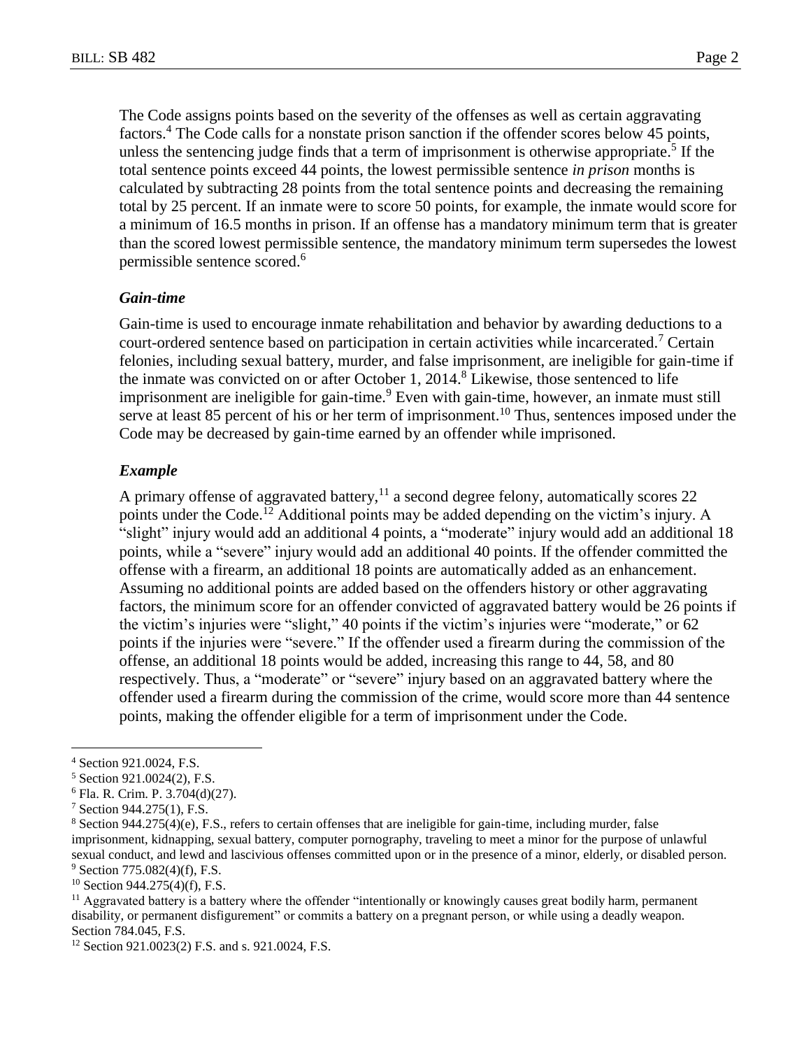The Code assigns points based on the severity of the offenses as well as certain aggravating factors.[4] The Code calls for a nonstate prison sanction if the offender scores below 45 points, unless the sentencing judge finds that a term of imprisonment is otherwise appropriate.[5] If the total sentence points exceed 44 points, the lowest permissible sentence *in prison* months is calculated by subtracting 28 points from the total sentence points and decreasing the remaining total by 25 percent. If an inmate were to score 50 points, for example, the inmate would score for a minimum of 16.5 months in prison. If an offense has a mandatory minimum term that is greater than the scored lowest permissible sentence, the mandatory minimum term supersedes the lowest permissible sentence scored.[6]

### *Gain-time*

Gain-time is used to encourage inmate rehabilitation and behavior by awarding deductions to a court-ordered sentence based on participation in certain activities while incarcerated.[7] Certain felonies, including sexual battery, murder, and false imprisonment, are ineligible for gain-time if the inmate was convicted on or after October 1, 2014.[8] Likewise, those sentenced to life imprisonment are ineligible for gain-time.[9] Even with gain-time, however, an inmate must still serve at least 85 percent of his or her term of imprisonment.[10] Thus, sentences imposed under the Code may be decreased by gain-time earned by an offender while imprisoned.

### *Example*

A primary offense of aggravated battery,[11] a second degree felony, automatically scores 22 points under the Code.[12] Additional points may be added depending on the victim's injury. A "slight" injury would add an additional 4 points, a "moderate" injury would add an additional 18 points, while a "severe" injury would add an additional 40 points. If the offender committed the offense with a firearm, an additional 18 points are automatically added as an enhancement. Assuming no additional points are added based on the offenders history or other aggravating factors, the minimum score for an offender convicted of aggravated battery would be 26 points if the victim's injuries were "slight," 40 points if the victim's injuries were "moderate," or 62 points if the injuries were "severe." If the offender used a firearm during the commission of the offense, an additional 18 points would be added, increasing this range to 44, 58, and 80 respectively. Thus, a "moderate" or "severe" injury based on an aggravated battery where the offender used a firearm during the commission of the crime, would score more than 44 sentence points, making the offender eligible for a term of imprisonment under the Code.

---

[4] Section 921.0024, F.S.

[5] Section 921.0024(2), F.S.

[6] Fla. R. Crim. P. 3.704(d)(27).

[7] Section 944.275(1), F.S.

[8] Section 944.275(4)(e), F.S., refers to certain offenses that are ineligible for gain-time, including murder, false imprisonment, kidnapping, sexual battery, computer pornography, traveling to meet a minor for the purpose of unlawful sexual conduct, and lewd and lascivious offenses committed upon or in the presence of a minor, elderly, or disabled person.

[9] Section 775.082(4)(f), F.S.

[10] Section 944.275(4)(f), F.S.

[11] Aggravated battery is a battery where the offender "intentionally or knowingly causes great bodily harm, permanent disability, or permanent disfigurement" or commits a battery on a pregnant person, or while using a deadly weapon. Section 784.045, F.S.

[12] Section 921.0023(2) F.S. and s. 921.0024, F.S.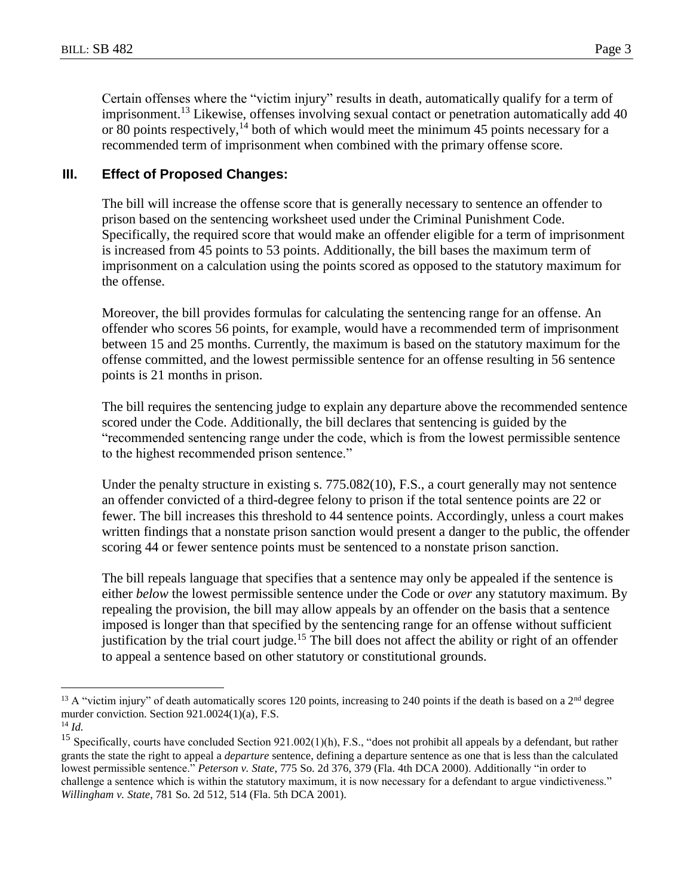Certain offenses where the "victim injury" results in death, automatically qualify for a term of imprisonment.[13] Likewise, offenses involving sexual contact or penetration automatically add 40 or 80 points respectively,[14] both of which would meet the minimum 45 points necessary for a recommended term of imprisonment when combined with the primary offense score.

## III. Effect of Proposed Changes:

The bill will increase the offense score that is generally necessary to sentence an offender to prison based on the sentencing worksheet used under the Criminal Punishment Code. Specifically, the required score that would make an offender eligible for a term of imprisonment is increased from 45 points to 53 points. Additionally, the bill bases the maximum term of imprisonment on a calculation using the points scored as opposed to the statutory maximum for the offense.

Moreover, the bill provides formulas for calculating the sentencing range for an offense. An offender who scores 56 points, for example, would have a recommended term of imprisonment between 15 and 25 months. Currently, the maximum is based on the statutory maximum for the offense committed, and the lowest permissible sentence for an offense resulting in 56 sentence points is 21 months in prison.

The bill requires the sentencing judge to explain any departure above the recommended sentence scored under the Code. Additionally, the bill declares that sentencing is guided by the "recommended sentencing range under the code, which is from the lowest permissible sentence to the highest recommended prison sentence."

Under the penalty structure in existing s. 775.082(10), F.S., a court generally may not sentence an offender convicted of a third-degree felony to prison if the total sentence points are 22 or fewer. The bill increases this threshold to 44 sentence points. Accordingly, unless a court makes written findings that a nonstate prison sanction would present a danger to the public, the offender scoring 44 or fewer sentence points must be sentenced to a nonstate prison sanction.

The bill repeals language that specifies that a sentence may only be appealed if the sentence is either *below* the lowest permissible sentence under the Code or *over* any statutory maximum. By repealing the provision, the bill may allow appeals by an offender on the basis that a sentence imposed is longer than that specified by the sentencing range for an offense without sufficient justification by the trial court judge.[15] The bill does not affect the ability or right of an offender to appeal a sentence based on other statutory or constitutional grounds.

---

[13] A "victim injury" of death automatically scores 120 points, increasing to 240 points if the death is based on a 2nd degree murder conviction. Section 921.0024(1)(a), F.S.

[14] *Id.*

[15] Specifically, courts have concluded Section 921.002(1)(h), F.S., "does not prohibit all appeals by a defendant, but rather grants the state the right to appeal a *departure* sentence, defining a departure sentence as one that is less than the calculated lowest permissible sentence." *Peterson v. State*, 775 So. 2d 376, 379 (Fla. 4th DCA 2000). Additionally "in order to challenge a sentence which is within the statutory maximum, it is now necessary for a defendant to argue vindictiveness." *Willingham v. State*, 781 So. 2d 512, 514 (Fla. 5th DCA 2001).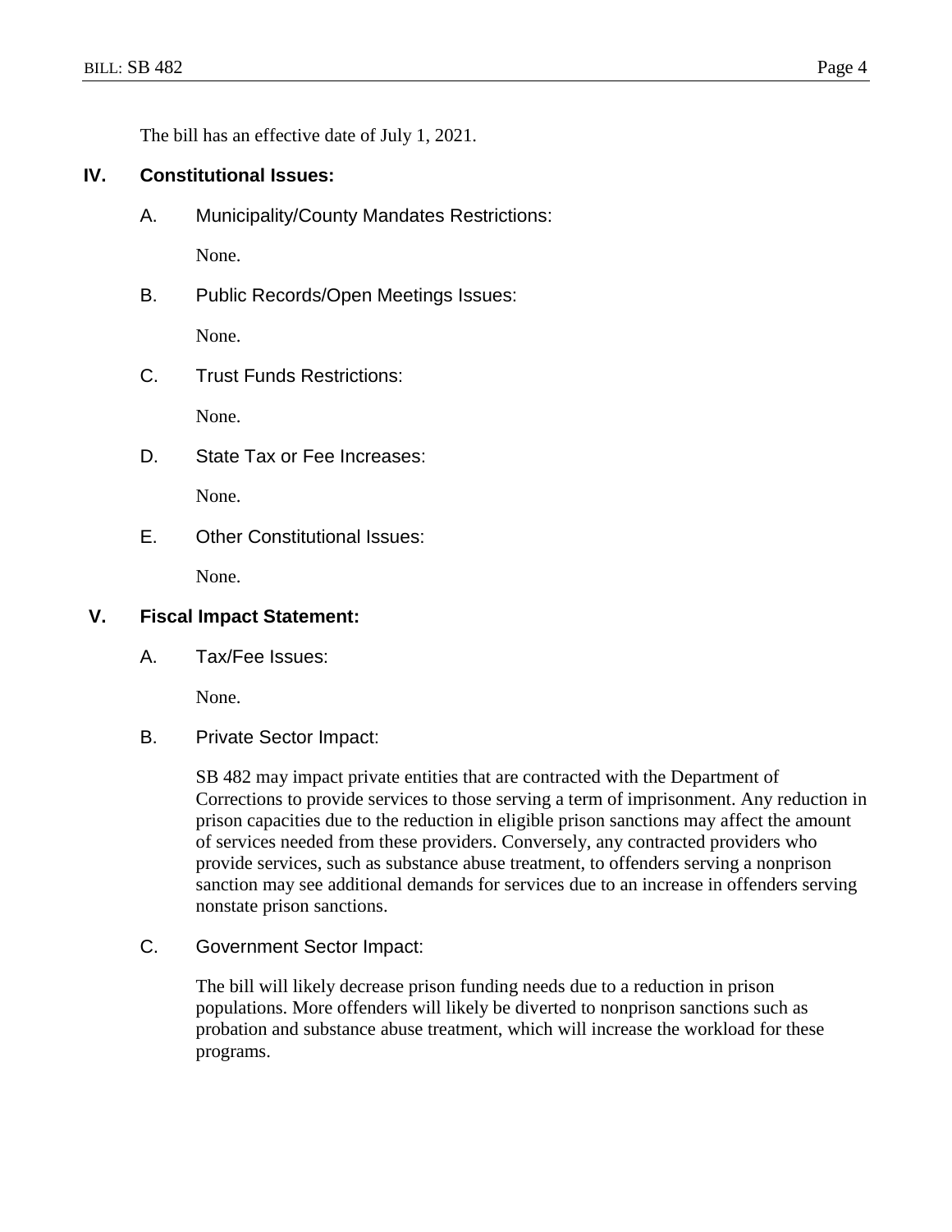The bill has an effective date of July 1, 2021.

## IV. Constitutional Issues:

### A. Municipality/County Mandates Restrictions:

None.

### B. Public Records/Open Meetings Issues:

None.

### C. Trust Funds Restrictions:

None.

### D. State Tax or Fee Increases:

None.

### E. Other Constitutional Issues:

None.

## V. Fiscal Impact Statement:

### A. Tax/Fee Issues:

None.

### B. Private Sector Impact:

SB 482 may impact private entities that are contracted with the Department of Corrections to provide services to those serving a term of imprisonment. Any reduction in prison capacities due to the reduction in eligible prison sanctions may affect the amount of services needed from these providers. Conversely, any contracted providers who provide services, such as substance abuse treatment, to offenders serving a nonprison sanction may see additional demands for services due to an increase in offenders serving nonstate prison sanctions.

### C. Government Sector Impact:

The bill will likely decrease prison funding needs due to a reduction in prison populations. More offenders will likely be diverted to nonprison sanctions such as probation and substance abuse treatment, which will increase the workload for these programs.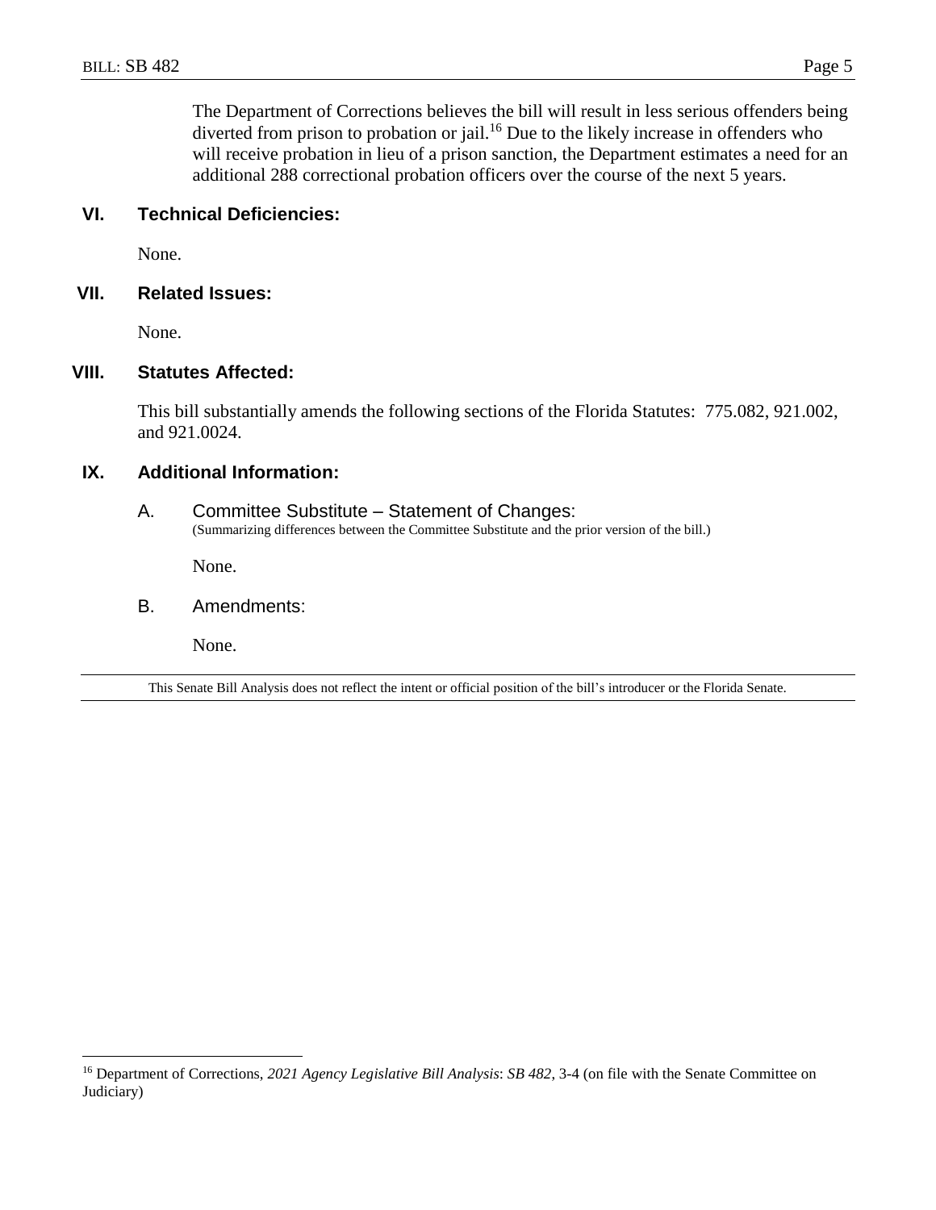The Department of Corrections believes the bill will result in less serious offenders being diverted from prison to probation or jail.[16] Due to the likely increase in offenders who will receive probation in lieu of a prison sanction, the Department estimates a need for an additional 288 correctional probation officers over the course of the next 5 years.

## VI. Technical Deficiencies:

None.

## VII. Related Issues:

None.

## VIII. Statutes Affected:

This bill substantially amends the following sections of the Florida Statutes: 775.082, 921.002, and 921.0024.

## IX. Additional Information:

### A. Committee Substitute – Statement of Changes:

(Summarizing differences between the Committee Substitute and the prior version of the bill.)

None.

### B. Amendments:

None.

This Senate Bill Analysis does not reflect the intent or official position of the bill's introducer or the Florida Senate.

---

[16] Department of Corrections, *2021 Agency Legislative Bill Analysis*: *SB 482*, 3-4 (on file with the Senate Committee on Judiciary)